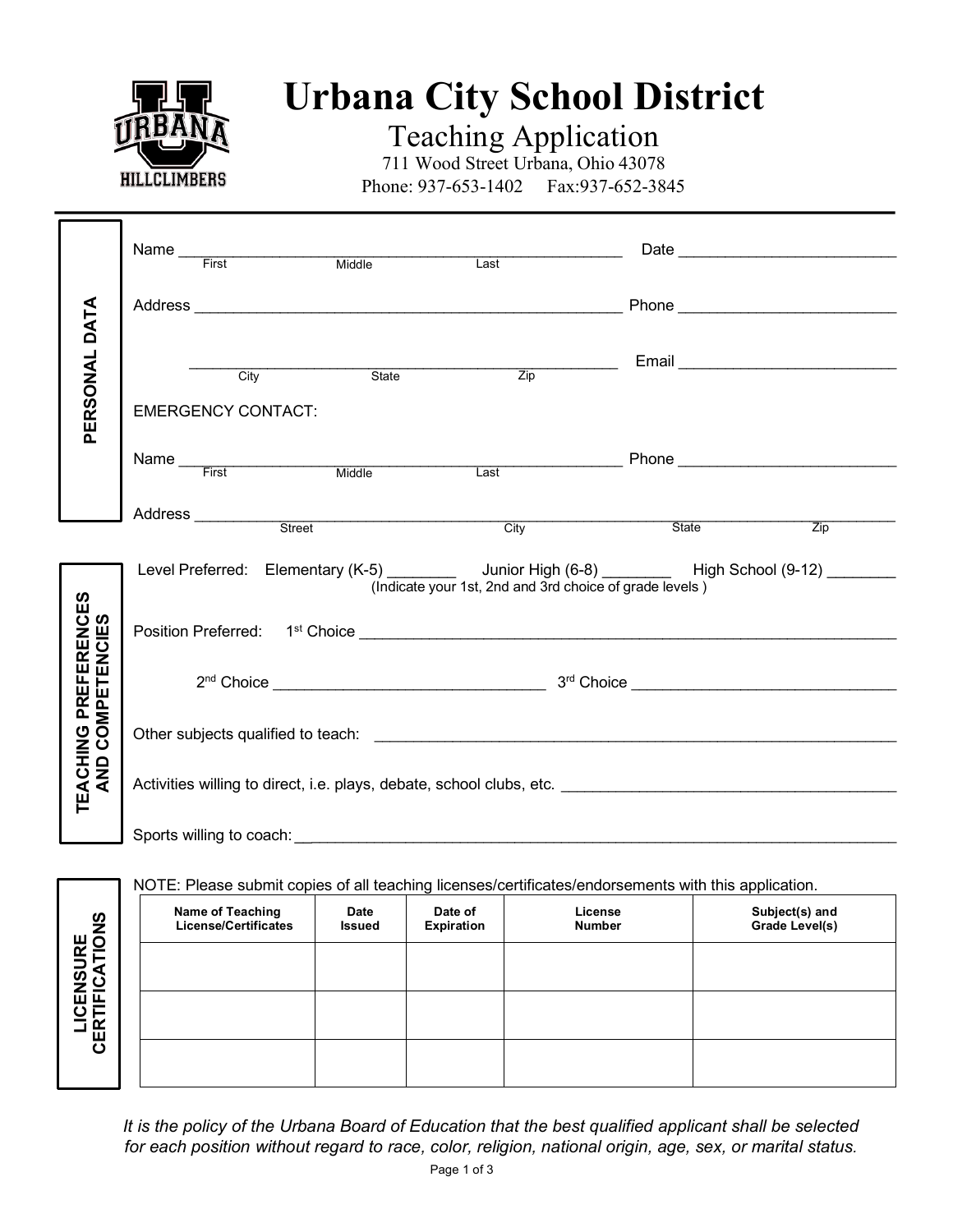# Urbana City School District

## Teaching Application

711 Wood Street Urbana, Ohio 43078

Phone: 937-653-1402 Fax:937-652-3845

### PERSONAL DATA

Name ______________________________________________ Date ________________________
First Middle Last

Address ______________________________________________ Phone ________________________

______________________________________________ Email ________________________
City State Zip

EMERGENCY CONTACT:

Name ______________________________________________ Phone ________________________
First Middle Last

Address ______________________________________________________________________
Street City State Zip

### TEACHING PREFERENCES AND COMPETENCIES

Level Preferred: Elementary (K-5) ________ Junior High (6-8) ________ High School (9-12) ________
(Indicate your 1st, 2nd and 3rd choice of grade levels )

Position Preferred: 1st Choice ______________________________________________

2nd Choice ________________________________ 3rd Choice ________________________________

Other subjects qualified to teach: ______________________________________________

Activities willing to direct, i.e. plays, debate, school clubs, etc. ______________________________

Sports willing to coach: ______________________________________________

### LICENSURE CERTIFICATIONS

NOTE: Please submit copies of all teaching licenses/certificates/endorsements with this application.

| Name of Teaching License/Certificates | Date Issued | Date of Expiration | License Number | Subject(s) and Grade Level(s) |
|---|---|---|---|---|
| | | | | |
| | | | | |
| | | | | |

*It is the policy of the Urbana Board of Education that the best qualified applicant shall be selected for each position without regard to race, color, religion, national origin, age, sex, or marital status.*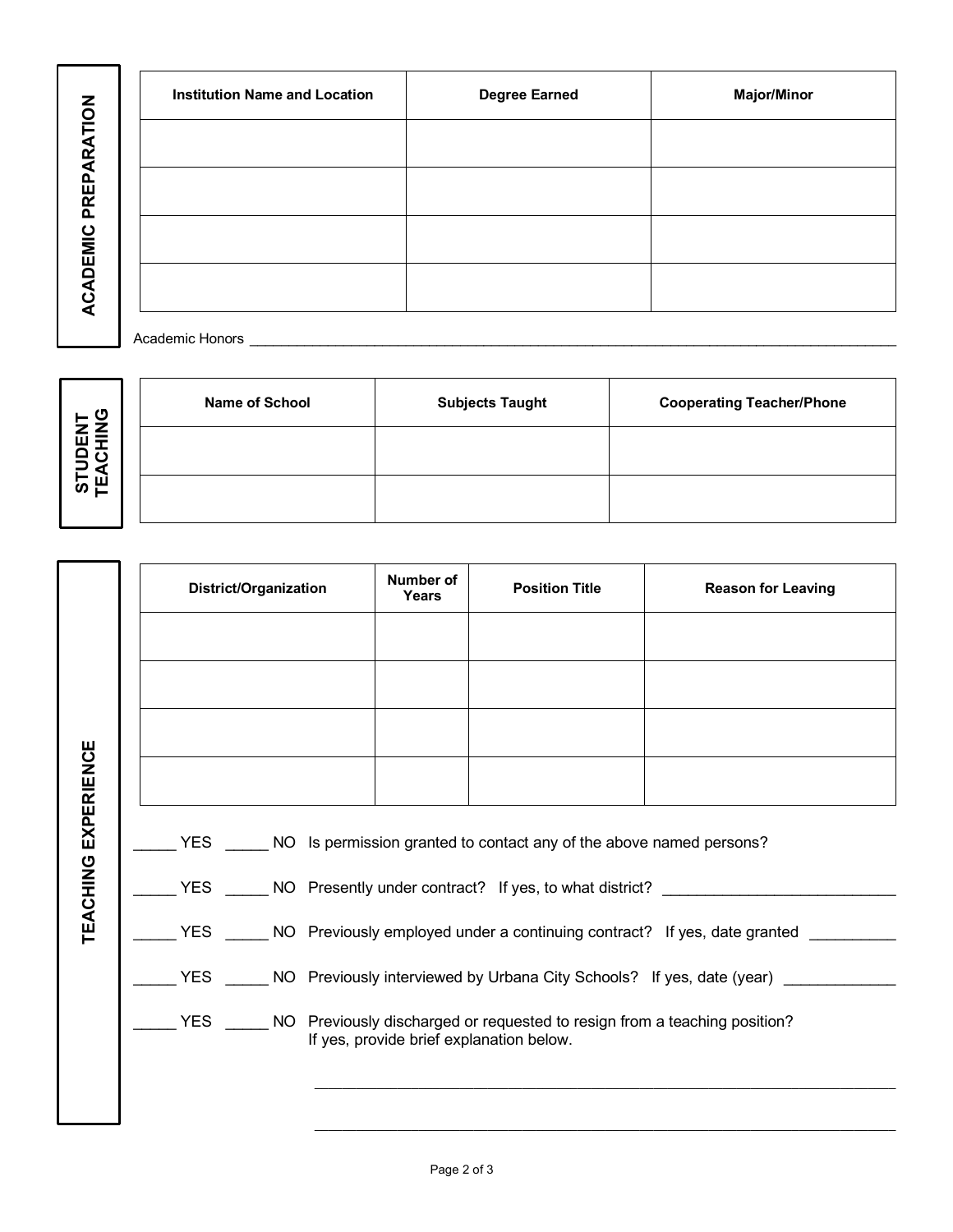## ACADEMIC PREPARATION

| Institution Name and Location | Degree Earned | Major/Minor |
|---|---|---|
| | | |
| | | |
| | | |
| | | |

Academic Honors ___________________________________________________________________________

## STUDENT TEACHING

| Name of School | Subjects Taught | Cooperating Teacher/Phone |
|---|---|---|
| | | |
| | | |

## TEACHING EXPERIENCE

| District/Organization | Number of Years | Position Title | Reason for Leaving |
|---|---|---|---|
| | | | |
| | | | |
| | | | |
| | | | |

_____ YES _____ NO Is permission granted to contact any of the above named persons?

_____ YES _____ NO Presently under contract? If yes, to what district? ___________________________

_____ YES _____ NO Previously employed under a continuing contract? If yes, date granted __________

_____ YES _____ NO Previously interviewed by Urbana City Schools? If yes, date (year) _____________

_____ YES _____ NO Previously discharged or requested to resign from a teaching position? If yes, provide brief explanation below.

_________________________________________________________________

_________________________________________________________________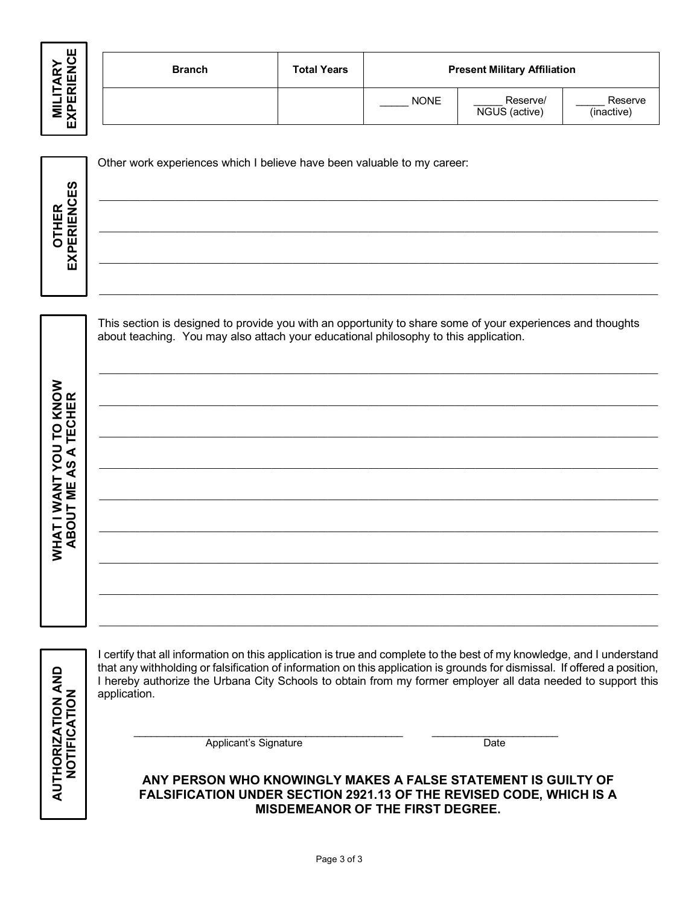## MILITARY EXPERIENCE

| Branch | Total Years | Present Military Affiliation | | |
|---|---|---|---|---|
| | | _____ NONE | _____ Reserve/ NGUS (active) | _____ Reserve (inactive) |

## OTHER EXPERIENCES

Other work experiences which I believe have been valuable to my career:

______________________________________________________________________________

______________________________________________________________________________

______________________________________________________________________________

______________________________________________________________________________

## WHAT I WANT YOU TO KNOW ABOUT ME AS A TECHER

This section is designed to provide you with an opportunity to share some of your experiences and thoughts about teaching. You may also attach your educational philosophy to this application.

______________________________________________________________________________

______________________________________________________________________________

______________________________________________________________________________

______________________________________________________________________________

______________________________________________________________________________

______________________________________________________________________________

______________________________________________________________________________

______________________________________________________________________________

______________________________________________________________________________

## AUTHORIZATION AND NOTIFICATION

I certify that all information on this application is true and complete to the best of my knowledge, and I understand that any withholding or falsification of information on this application is grounds for dismissal. If offered a position, I hereby authorize the Urbana City Schools to obtain from my former employer all data needed to support this application.

_____________________________________________ &nbsp;&nbsp;&nbsp;&nbsp; _____________________

Applicant's Signature &nbsp;&nbsp;&nbsp;&nbsp; Date

**ANY PERSON WHO KNOWINGLY MAKES A FALSE STATEMENT IS GUILTY OF FALSIFICATION UNDER SECTION 2921.13 OF THE REVISED CODE, WHICH IS A MISDEMEANOR OF THE FIRST DEGREE.**